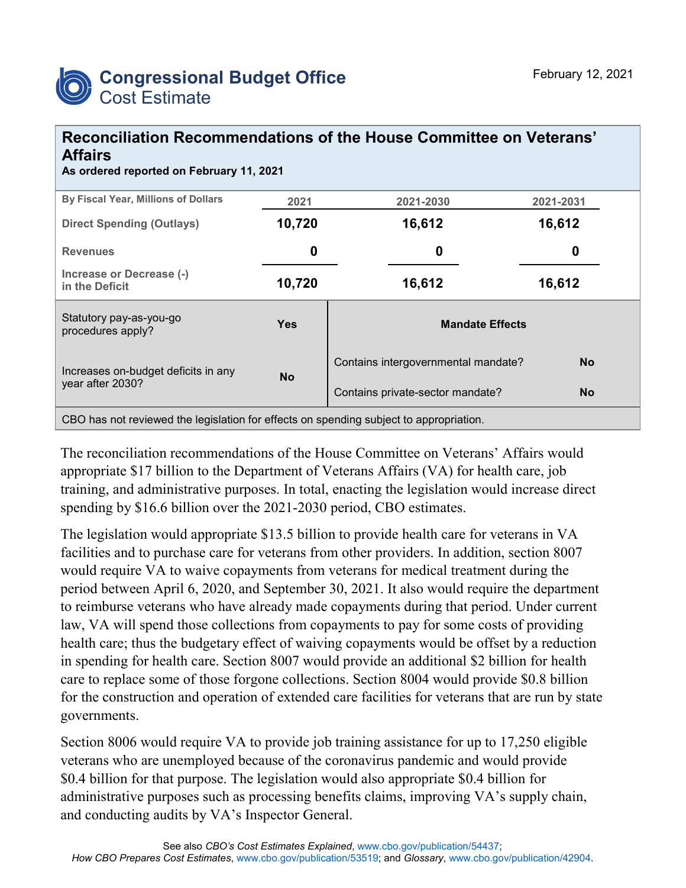# Congressional Budget Office
## Cost Estimate

February 12, 2021

## Reconciliation Recommendations of the House Committee on Veterans' Affairs

**As ordered reported on February 11, 2021**

| By Fiscal Year, Millions of Dollars | 2021 | 2021-2030 | 2021-2031 |
|---|---|---|---|
| Direct Spending (Outlays) | **10,720** | **16,612** | **16,612** |
| Revenues | **0** | **0** | **0** |
| Increase or Decrease (-) in the Deficit | **10,720** | **16,612** | **16,612** |

| | | **Mandate Effects** | |
|---|---|---|---|
| Statutory pay-as-you-go procedures apply? | **Yes** | Contains intergovernmental mandate? | **No** |
| Increases on-budget deficits in any year after 2030? | **No** | Contains private-sector mandate? | **No** |

CBO has not reviewed the legislation for effects on spending subject to appropriation.

The reconciliation recommendations of the House Committee on Veterans' Affairs would appropriate $17 billion to the Department of Veterans Affairs (VA) for health care, job training, and administrative purposes. In total, enacting the legislation would increase direct spending by $16.6 billion over the 2021-2030 period, CBO estimates.

The legislation would appropriate $13.5 billion to provide health care for veterans in VA facilities and to purchase care for veterans from other providers. In addition, section 8007 would require VA to waive copayments from veterans for medical treatment during the period between April 6, 2020, and September 30, 2021. It also would require the department to reimburse veterans who have already made copayments during that period. Under current law, VA will spend those collections from copayments to pay for some costs of providing health care; thus the budgetary effect of waiving copayments would be offset by a reduction in spending for health care. Section 8007 would provide an additional $2 billion for health care to replace some of those forgone collections. Section 8004 would provide $0.8 billion for the construction and operation of extended care facilities for veterans that are run by state governments.

Section 8006 would require VA to provide job training assistance for up to 17,250 eligible veterans who are unemployed because of the coronavirus pandemic and would provide $0.4 billion for that purpose. The legislation would also appropriate $0.4 billion for administrative purposes such as processing benefits claims, improving VA's supply chain, and conducting audits by VA's Inspector General.

See also *CBO's Cost Estimates Explained*, www.cbo.gov/publication/54437;
*How CBO Prepares Cost Estimates*, www.cbo.gov/publication/53519; and *Glossary*, www.cbo.gov/publication/42904.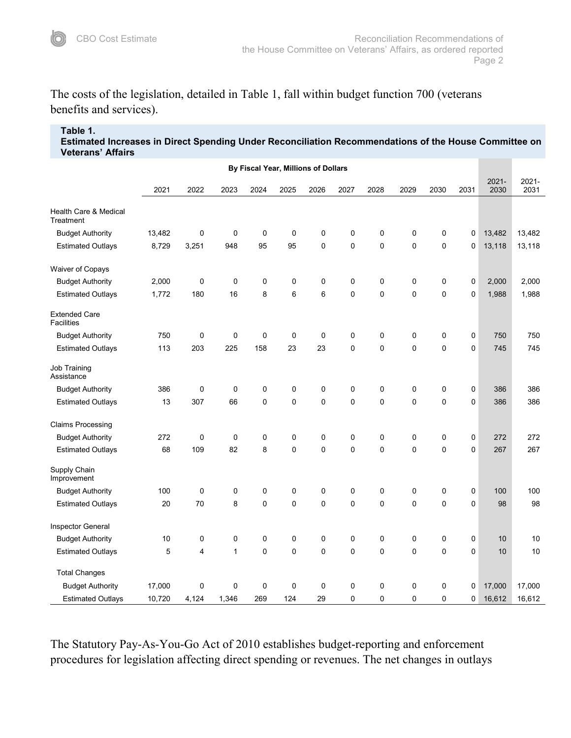The costs of the legislation, detailed in Table 1, fall within budget function 700 (veterans benefits and services).

**Table 1.**
**Estimated Increases in Direct Spending Under Reconciliation Recommendations of the House Committee on Veterans' Affairs**

| | By Fiscal Year, Millions of Dollars | | | | | | | | | | | | |
|---|---|---|---|---|---|---|---|---|---|---|---|---|---|
| | 2021 | 2022 | 2023 | 2024 | 2025 | 2026 | 2027 | 2028 | 2029 | 2030 | 2031 | 2021-2030 | 2021-2031 |
| **Health Care & Medical Treatment** | | | | | | | | | | | | | |
| Budget Authority | 13,482 | 0 | 0 | 0 | 0 | 0 | 0 | 0 | 0 | 0 | 0 | 13,482 | 13,482 |
| Estimated Outlays | 8,729 | 3,251 | 948 | 95 | 95 | 0 | 0 | 0 | 0 | 0 | 0 | 13,118 | 13,118 |
| **Waiver of Copays** | | | | | | | | | | | | | |
| Budget Authority | 2,000 | 0 | 0 | 0 | 0 | 0 | 0 | 0 | 0 | 0 | 0 | 2,000 | 2,000 |
| Estimated Outlays | 1,772 | 180 | 16 | 8 | 6 | 6 | 0 | 0 | 0 | 0 | 0 | 1,988 | 1,988 |
| **Extended Care Facilities** | | | | | | | | | | | | | |
| Budget Authority | 750 | 0 | 0 | 0 | 0 | 0 | 0 | 0 | 0 | 0 | 0 | 750 | 750 |
| Estimated Outlays | 113 | 203 | 225 | 158 | 23 | 23 | 0 | 0 | 0 | 0 | 0 | 745 | 745 |
| **Job Training Assistance** | | | | | | | | | | | | | |
| Budget Authority | 386 | 0 | 0 | 0 | 0 | 0 | 0 | 0 | 0 | 0 | 0 | 386 | 386 |
| Estimated Outlays | 13 | 307 | 66 | 0 | 0 | 0 | 0 | 0 | 0 | 0 | 0 | 386 | 386 |
| **Claims Processing** | | | | | | | | | | | | | |
| Budget Authority | 272 | 0 | 0 | 0 | 0 | 0 | 0 | 0 | 0 | 0 | 0 | 272 | 272 |
| Estimated Outlays | 68 | 109 | 82 | 8 | 0 | 0 | 0 | 0 | 0 | 0 | 0 | 267 | 267 |
| **Supply Chain Improvement** | | | | | | | | | | | | | |
| Budget Authority | 100 | 0 | 0 | 0 | 0 | 0 | 0 | 0 | 0 | 0 | 0 | 100 | 100 |
| Estimated Outlays | 20 | 70 | 8 | 0 | 0 | 0 | 0 | 0 | 0 | 0 | 0 | 98 | 98 |
| **Inspector General** | | | | | | | | | | | | | |
| Budget Authority | 10 | 0 | 0 | 0 | 0 | 0 | 0 | 0 | 0 | 0 | 0 | 10 | 10 |
| Estimated Outlays | 5 | 4 | 1 | 0 | 0 | 0 | 0 | 0 | 0 | 0 | 0 | 10 | 10 |
| **Total Changes** | | | | | | | | | | | | | |
| Budget Authority | 17,000 | 0 | 0 | 0 | 0 | 0 | 0 | 0 | 0 | 0 | 0 | 17,000 | 17,000 |
| Estimated Outlays | 10,720 | 4,124 | 1,346 | 269 | 124 | 29 | 0 | 0 | 0 | 0 | 0 | 16,612 | 16,612 |

The Statutory Pay-As-You-Go Act of 2010 establishes budget-reporting and enforcement procedures for legislation affecting direct spending or revenues. The net changes in outlays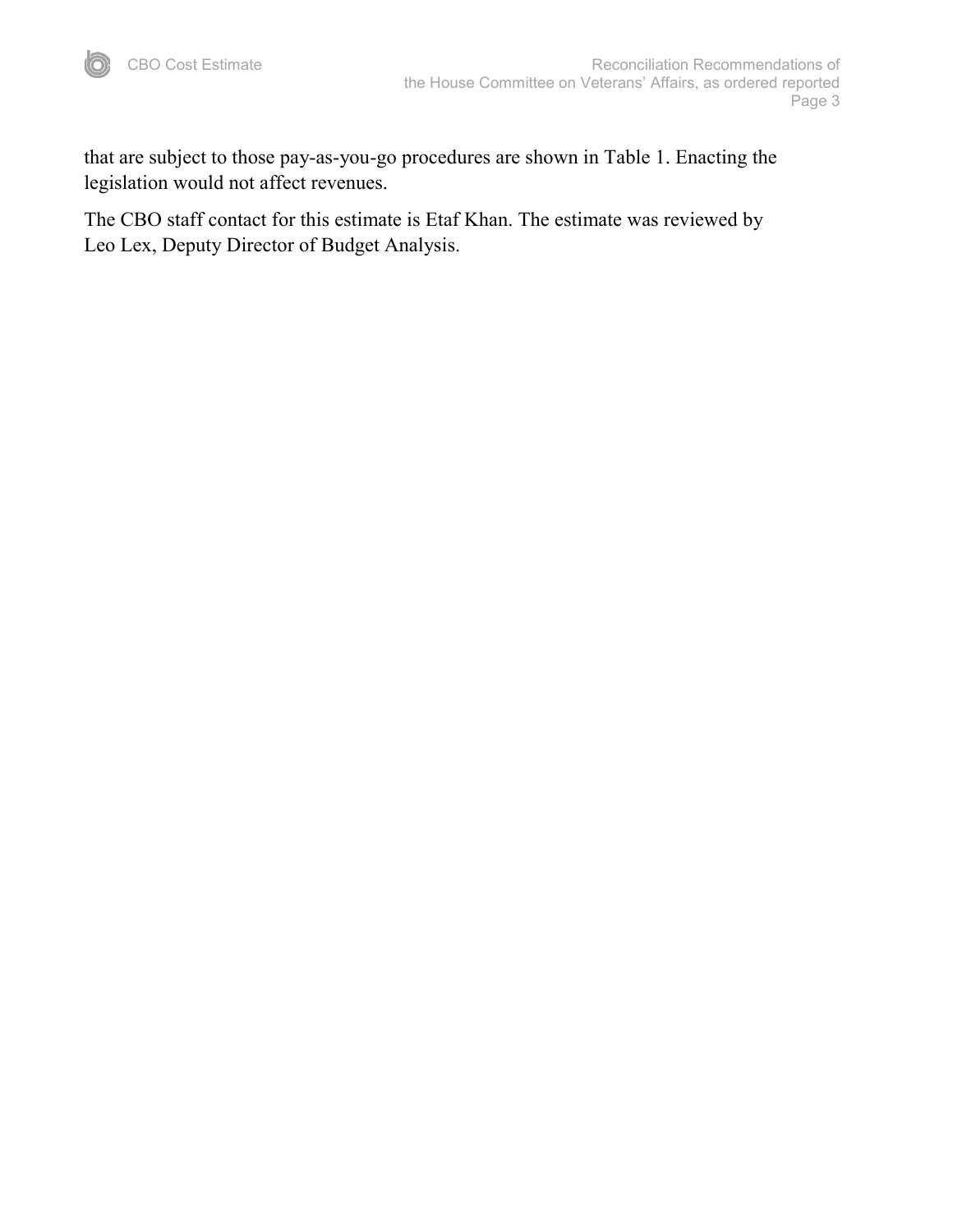that are subject to those pay-as-you-go procedures are shown in Table 1. Enacting the legislation would not affect revenues.

The CBO staff contact for this estimate is Etaf Khan. The estimate was reviewed by Leo Lex, Deputy Director of Budget Analysis.